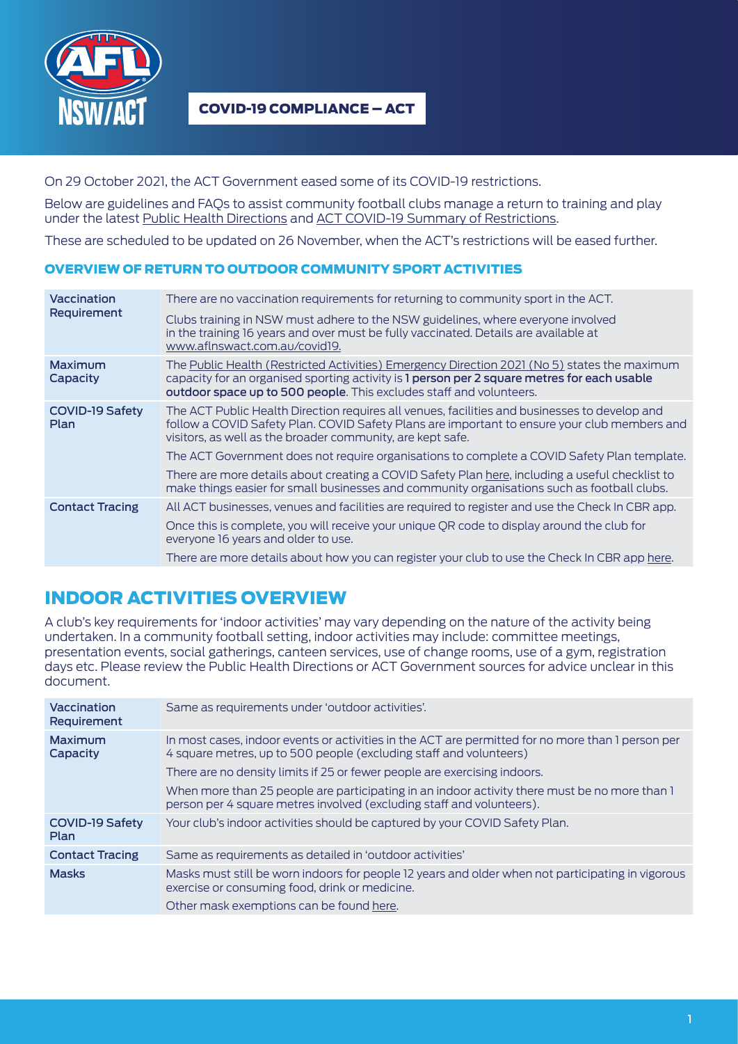# COVID-19 COMPLIANCE – ACT

On 29 October 2021, the ACT Government eased some of its COVID-19 restrictions.

Below are guidelines and FAQs to assist community football clubs manage a return to training and play under the latest Public Health Directions and ACT COVID-19 Summary of Restrictions.

These are scheduled to be updated on 26 November, when the ACT's restrictions will be eased further.

## OVERVIEW OF RETURN TO OUTDOOR COMMUNITY SPORT ACTIVITIES

| | |
|---|---|
| **Vaccination Requirement** | There are no vaccination requirements for returning to community sport in the ACT.<br><br>Clubs training in NSW must adhere to the NSW guidelines, where everyone involved in the training 16 years and over must be fully vaccinated. Details are available at www.aflnswact.com.au/covid19. |
| **Maximum Capacity** | The Public Health (Restricted Activities) Emergency Direction 2021 (No 5) states the maximum capacity for an organised sporting activity is **1 person per 2 square metres for each usable outdoor space up to 500 people**. This excludes staff and volunteers. |
| **COVID-19 Safety Plan** | The ACT Public Health Direction requires all venues, facilities and businesses to develop and follow a COVID Safety Plan. COVID Safety Plans are important to ensure your club members and visitors, as well as the broader community, are kept safe.<br><br>The ACT Government does not require organisations to complete a COVID Safety Plan template.<br><br>There are more details about creating a COVID Safety Plan here, including a useful checklist to make things easier for small businesses and community organisations such as football clubs. |
| **Contact Tracing** | All ACT businesses, venues and facilities are required to register and use the Check In CBR app.<br><br>Once this is complete, you will receive your unique QR code to display around the club for everyone 16 years and older to use.<br><br>There are more details about how you can register your club to use the Check In CBR app here. |

## INDOOR ACTIVITIES OVERVIEW

A club's key requirements for 'indoor activities' may vary depending on the nature of the activity being undertaken. In a community football setting, indoor activities may include: committee meetings, presentation events, social gatherings, canteen services, use of change rooms, use of a gym, registration days etc. Please review the Public Health Directions or ACT Government sources for advice unclear in this document.

| | |
|---|---|
| **Vaccination Requirement** | Same as requirements under 'outdoor activities'. |
| **Maximum Capacity** | In most cases, indoor events or activities in the ACT are permitted for no more than 1 person per 4 square metres, up to 500 people (excluding staff and volunteers)<br><br>There are no density limits if 25 or fewer people are exercising indoors.<br><br>When more than 25 people are participating in an indoor activity there must be no more than 1 person per 4 square metres involved (excluding staff and volunteers). |
| **COVID-19 Safety Plan** | Your club's indoor activities should be captured by your COVID Safety Plan. |
| **Contact Tracing** | Same as requirements as detailed in 'outdoor activities' |
| **Masks** | Masks must still be worn indoors for people 12 years and older when not participating in vigorous exercise or consuming food, drink or medicine.<br><br>Other mask exemptions can be found here. |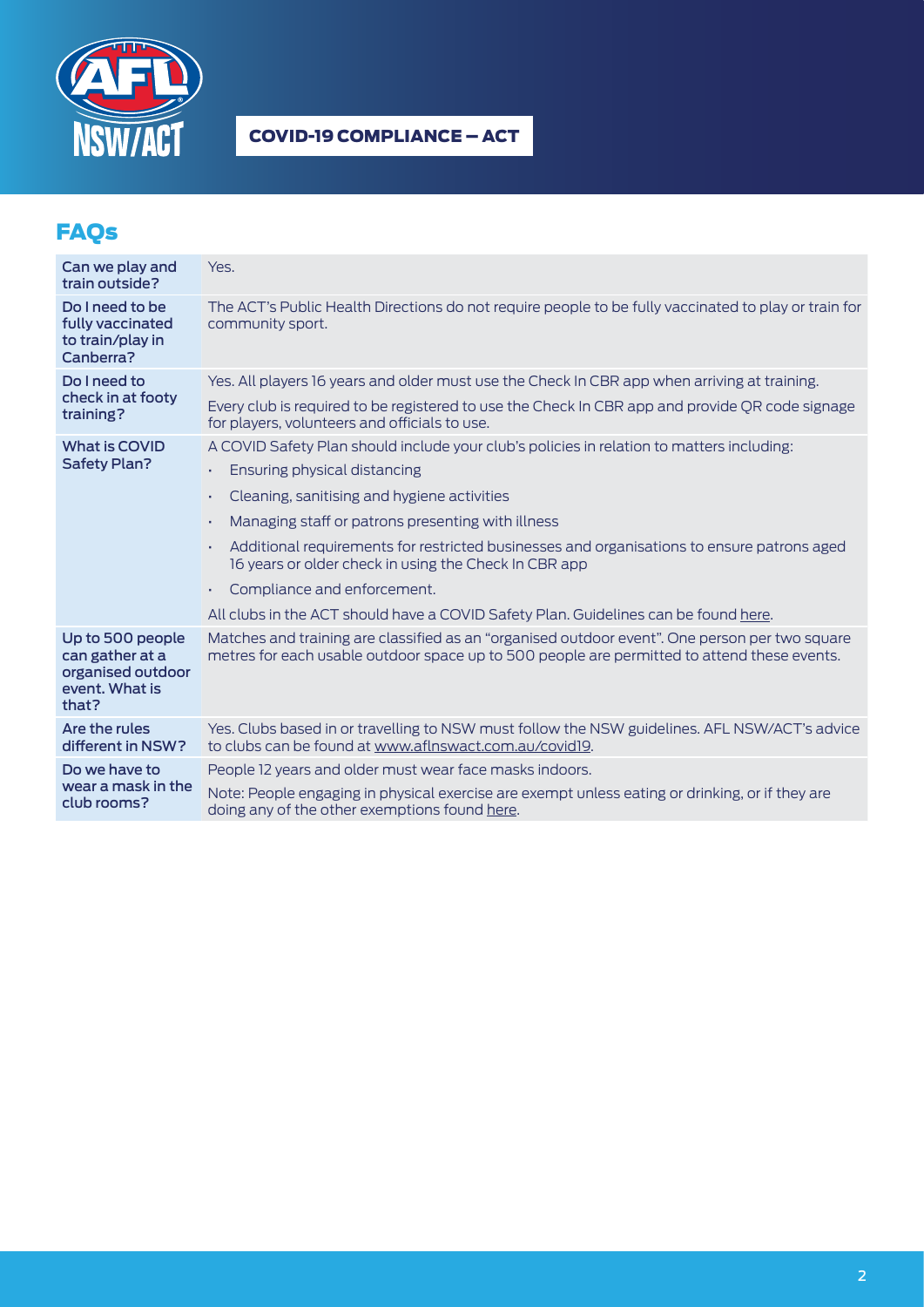**COVID-19 COMPLIANCE – ACT**

## FAQs

| | |
|---|---|
| **Can we play and train outside?** | Yes. |
| **Do I need to be fully vaccinated to train/play in Canberra?** | The ACT's Public Health Directions do not require people to be fully vaccinated to play or train for community sport. |
| **Do I need to check in at footy training?** | Yes. All players 16 years and older must use the Check In CBR app when arriving at training. <br><br> Every club is required to be registered to use the Check In CBR app and provide QR code signage for players, volunteers and officials to use. |
| **What is COVID Safety Plan?** | A COVID Safety Plan should include your club's policies in relation to matters including: <br> • Ensuring physical distancing <br> • Cleaning, sanitising and hygiene activities <br> • Managing staff or patrons presenting with illness <br> • Additional requirements for restricted businesses and organisations to ensure patrons aged 16 years or older check in using the Check In CBR app <br> • Compliance and enforcement. <br><br> All clubs in the ACT should have a COVID Safety Plan. Guidelines can be found here. |
| **Up to 500 people can gather at a organised outdoor event. What is that?** | Matches and training are classified as an "organised outdoor event". One person per two square metres for each usable outdoor space up to 500 people are permitted to attend these events. |
| **Are the rules different in NSW?** | Yes. Clubs based in or travelling to NSW must follow the NSW guidelines. AFL NSW/ACT's advice to clubs can be found at www.aflnswact.com.au/covid19. |
| **Do we have to wear a mask in the club rooms?** | People 12 years and older must wear face masks indoors. <br><br> Note: People engaging in physical exercise are exempt unless eating or drinking, or if they are doing any of the other exemptions found here. |